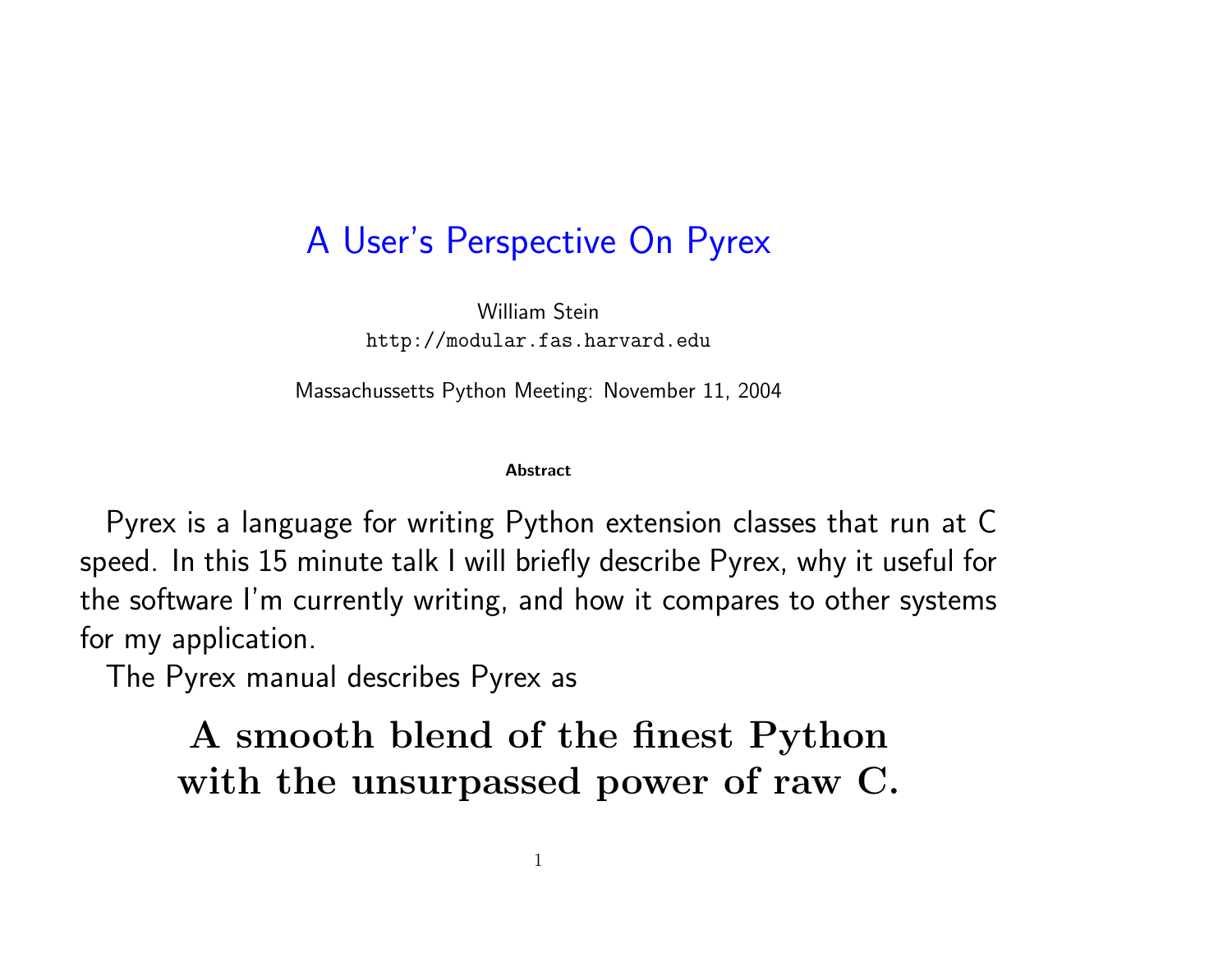# A User's Perspective On Pyrex

William Stein
http://modular.fas.harvard.edu

Massachussetts Python Meeting: November 11, 2004

#### Abstract

Pyrex is a language for writing Python extension classes that run at C speed. In this 15 minute talk I will briefly describe Pyrex, why it useful for the software I'm currently writing, and how it compares to other systems for my application.

The Pyrex manual describes Pyrex as

**A smooth blend of the finest Python with the unsurpassed power of raw C.**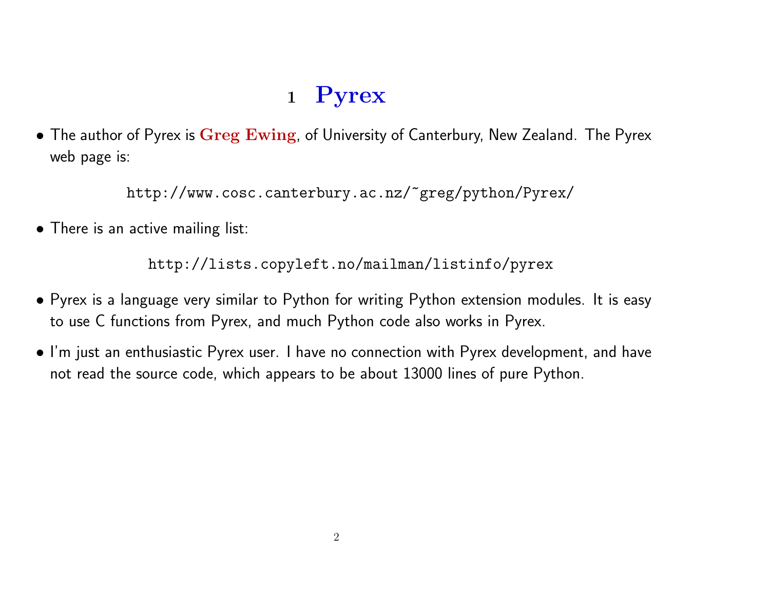# 1 Pyrex

- The author of Pyrex is **Greg Ewing**, of University of Canterbury, New Zealand. The Pyrex web page is:

  `http://www.cosc.canterbury.ac.nz/~greg/python/Pyrex/`

- There is an active mailing list:

  `http://lists.copyleft.no/mailman/listinfo/pyrex`

- Pyrex is a language very similar to Python for writing Python extension modules. It is easy to use C functions from Pyrex, and much Python code also works in Pyrex.

- I'm just an enthusiastic Pyrex user. I have no connection with Pyrex development, and have not read the source code, which appears to be about 13000 lines of pure Python.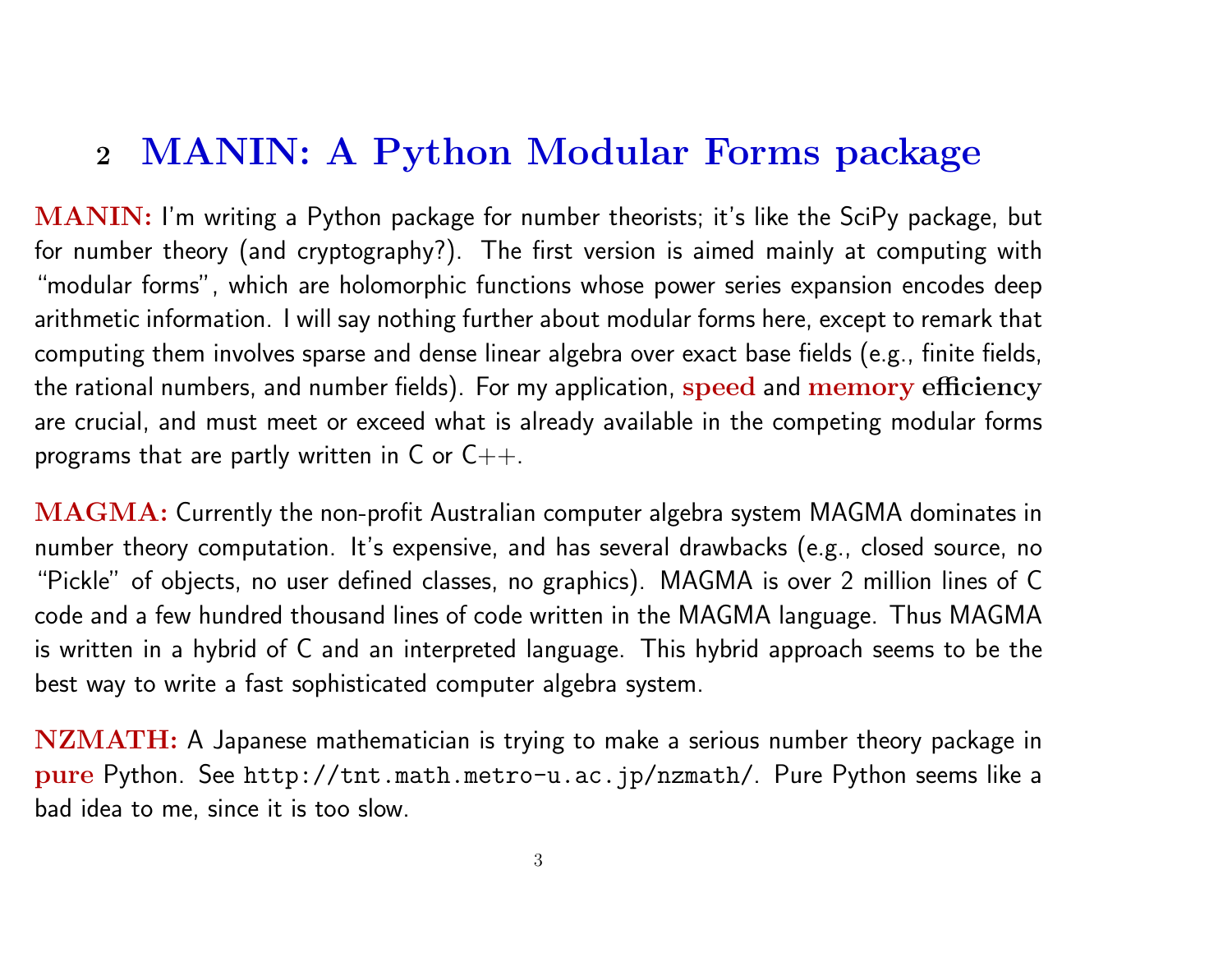## 2 MANIN: A Python Modular Forms package

**MANIN:** I'm writing a Python package for number theorists; it's like the SciPy package, but for number theory (and cryptography?). The first version is aimed mainly at computing with "modular forms", which are holomorphic functions whose power series expansion encodes deep arithmetic information. I will say nothing further about modular forms here, except to remark that computing them involves sparse and dense linear algebra over exact base fields (e.g., finite fields, the rational numbers, and number fields). For my application, **speed** and **memory efficiency** are crucial, and must meet or exceed what is already available in the competing modular forms programs that are partly written in C or C++.

**MAGMA:** Currently the non-profit Australian computer algebra system MAGMA dominates in number theory computation. It's expensive, and has several drawbacks (e.g., closed source, no "Pickle" of objects, no user defined classes, no graphics). MAGMA is over 2 million lines of C code and a few hundred thousand lines of code written in the MAGMA language. Thus MAGMA is written in a hybrid of C and an interpreted language. This hybrid approach seems to be the best way to write a fast sophisticated computer algebra system.

**NZMATH:** A Japanese mathematician is trying to make a serious number theory package in **pure** Python. See `http://tnt.math.metro-u.ac.jp/nzmath/`. Pure Python seems like a bad idea to me, since it is too slow.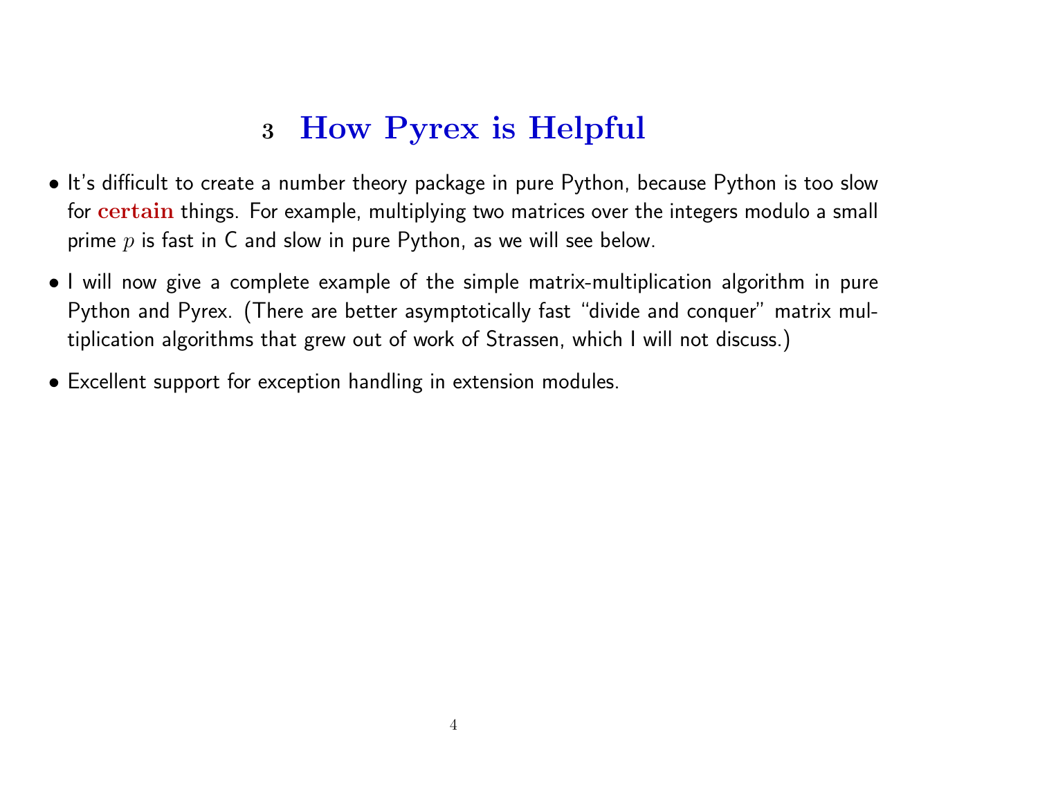## 3 How Pyrex is Helpful

- It's difficult to create a number theory package in pure Python, because Python is too slow for **certain** things. For example, multiplying two matrices over the integers modulo a small prime $p$ is fast in C and slow in pure Python, as we will see below.
- I will now give a complete example of the simple matrix-multiplication algorithm in pure Python and Pyrex. (There are better asymptotically fast "divide and conquer" matrix multiplication algorithms that grew out of work of Strassen, which I will not discuss.)
- Excellent support for exception handling in extension modules.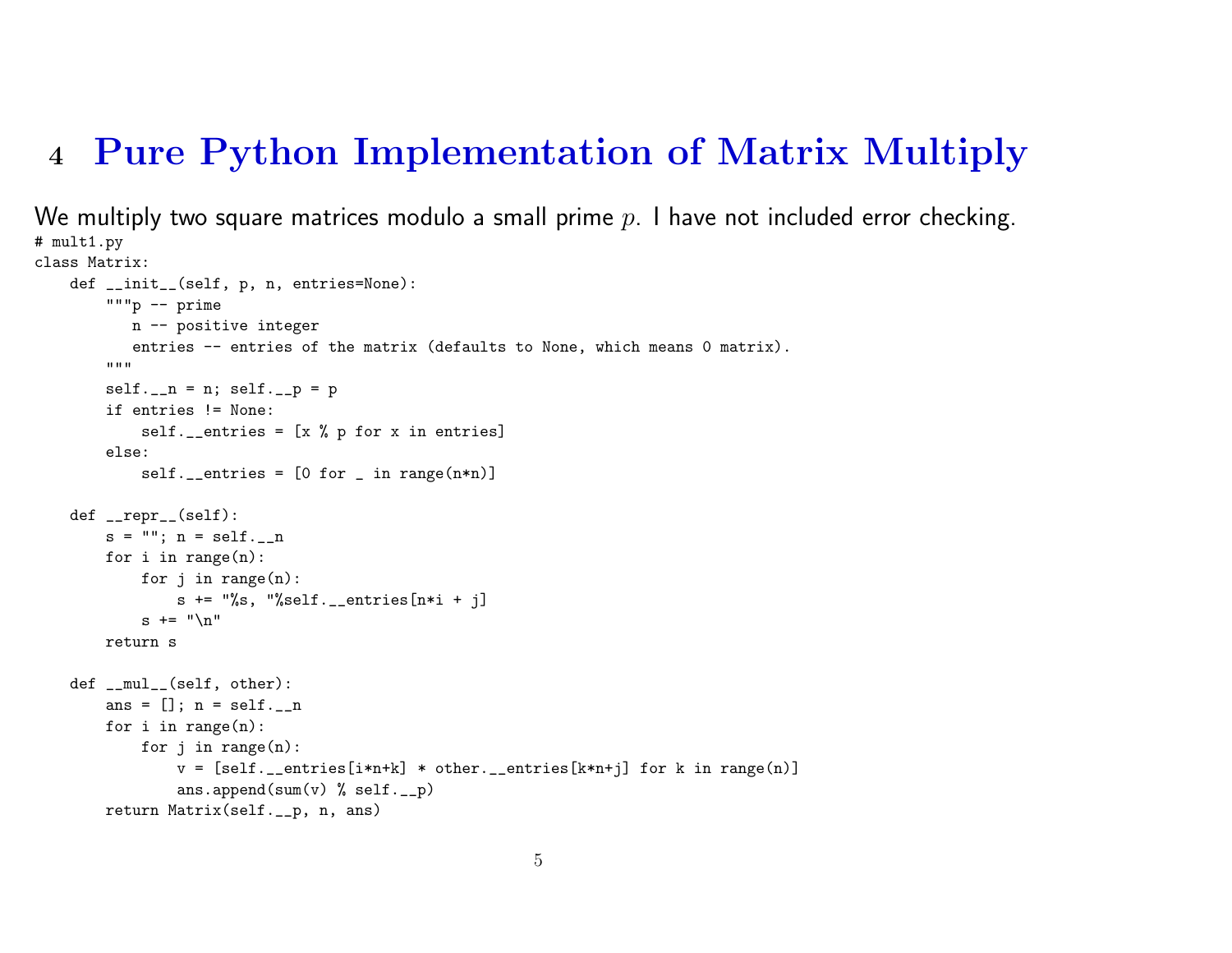# 4 Pure Python Implementation of Matrix Multiply

We multiply two square matrices modulo a small prime $p$. I have not included error checking.

```
# mult1.py
class Matrix:
    def __init__(self, p, n, entries=None):
        """p -- prime
           n -- positive integer
           entries -- entries of the matrix (defaults to None, which means 0 matrix).
        """
        self.__n = n; self.__p = p
        if entries != None:
            self.__entries = [x % p for x in entries]
        else:
            self.__entries = [0 for _ in range(n*n)]

    def __repr__(self):
        s = ""; n = self.__n
        for i in range(n):
            for j in range(n):
                s += "%s, "%self.__entries[n*i + j]
            s += "\n"
        return s

    def __mul__(self, other):
        ans = []; n = self.__n
        for i in range(n):
            for j in range(n):
                v = [self.__entries[i*n+k] * other.__entries[k*n+j] for k in range(n)]
                ans.append(sum(v) % self.__p)
        return Matrix(self.__p, n, ans)
```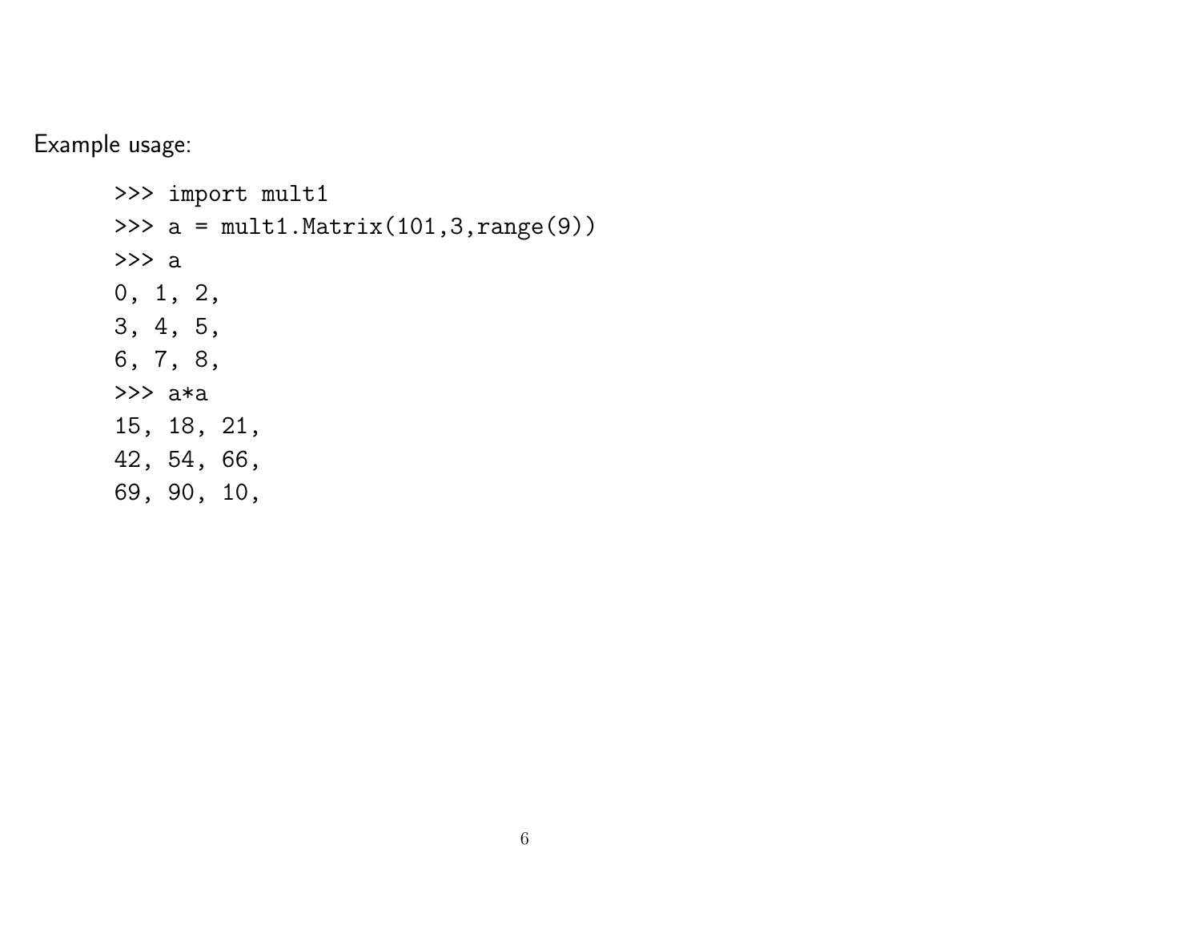Example usage:

```
>>> import mult1
>>> a = mult1.Matrix(101,3,range(9))
>>> a
0, 1, 2,
3, 4, 5,
6, 7, 8,
>>> a*a
15, 18, 21,
42, 54, 66,
69, 90, 10,
```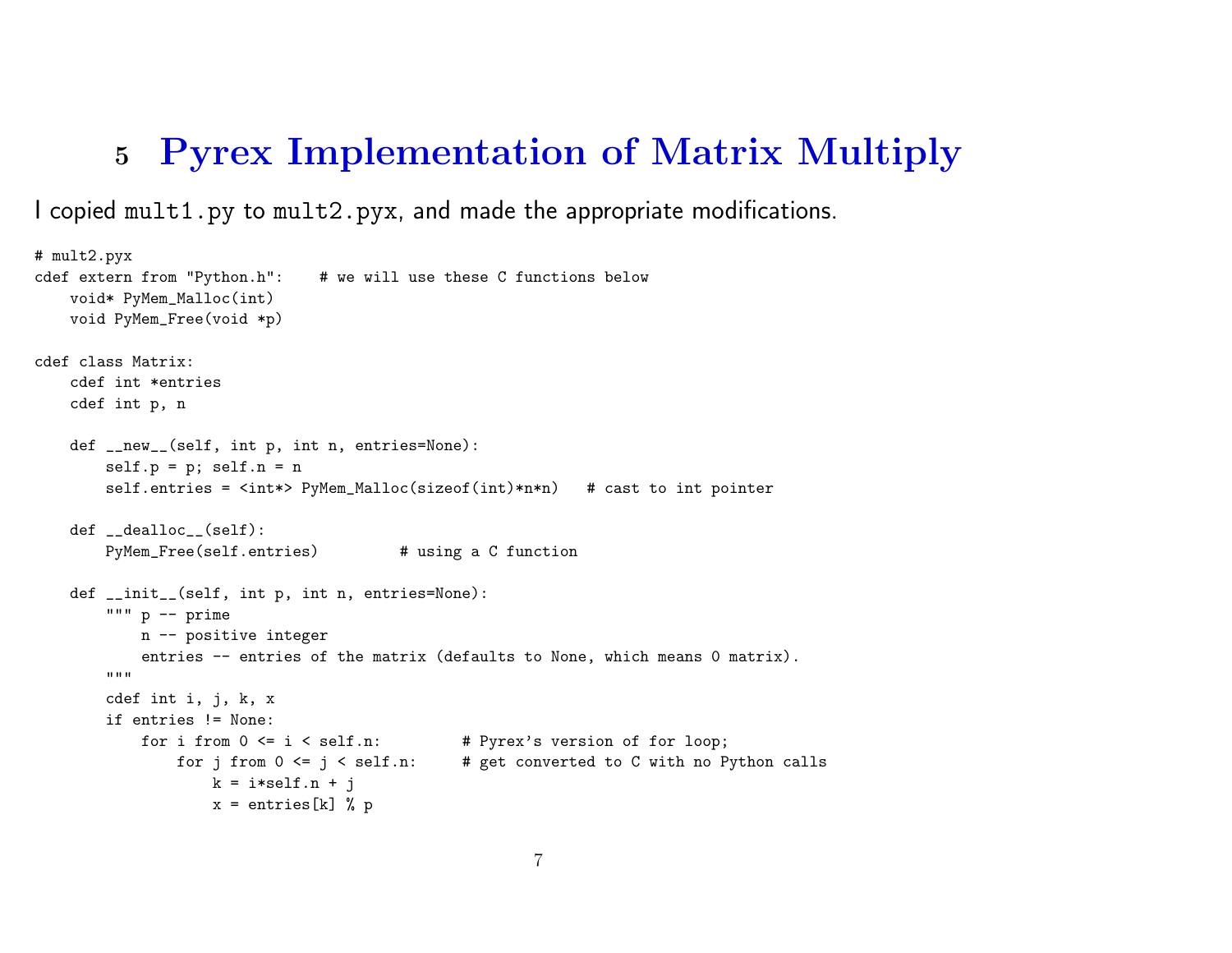## 5 Pyrex Implementation of Matrix Multiply

I copied `mult1.py` to `mult2.pyx`, and made the appropriate modifications.

```
# mult2.pyx
cdef extern from "Python.h":    # we will use these C functions below
    void* PyMem_Malloc(int)
    void PyMem_Free(void *p)

cdef class Matrix:
    cdef int *entries
    cdef int p, n

    def __new__(self, int p, int n, entries=None):
        self.p = p; self.n = n
        self.entries = <int*> PyMem_Malloc(sizeof(int)*n*n)   # cast to int pointer

    def __dealloc__(self):
        PyMem_Free(self.entries)         # using a C function

    def __init__(self, int p, int n, entries=None):
        """ p -- prime
            n -- positive integer
            entries -- entries of the matrix (defaults to None, which means 0 matrix).
        """
        cdef int i, j, k, x
        if entries != None:
            for i from 0 <= i < self.n:         # Pyrex's version of for loop;
                for j from 0 <= j < self.n:     # get converted to C with no Python calls
                    k = i*self.n + j
                    x = entries[k] % p
```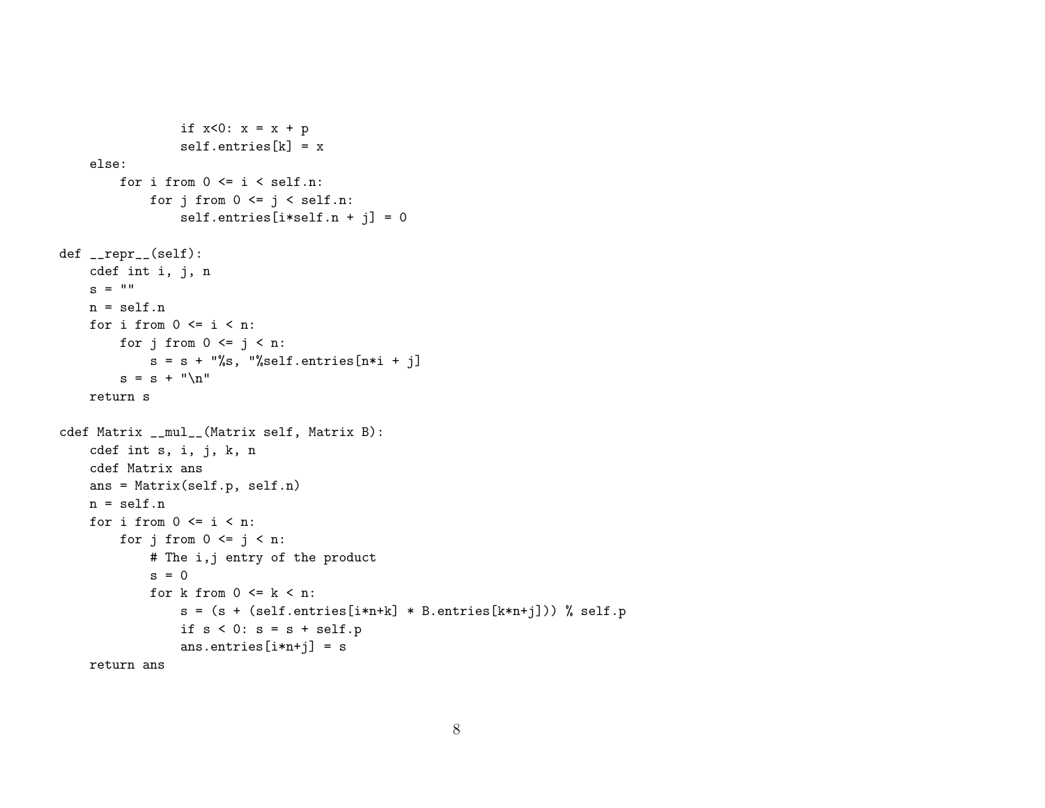```
                if x<0: x = x + p
                self.entries[k] = x
    else:
        for i from 0 <= i < self.n:
            for j from 0 <= j < self.n:
                self.entries[i*self.n + j] = 0

def __repr__(self):
    cdef int i, j, n
    s = ""
    n = self.n
    for i from 0 <= i < n:
        for j from 0 <= j < n:
            s = s + "%s, "%self.entries[n*i + j]
        s = s + "\n"
    return s

cdef Matrix __mul__(Matrix self, Matrix B):
    cdef int s, i, j, k, n
    cdef Matrix ans
    ans = Matrix(self.p, self.n)
    n = self.n
    for i from 0 <= i < n:
        for j from 0 <= j < n:
            # The i,j entry of the product
            s = 0
            for k from 0 <= k < n:
                s = (s + (self.entries[i*n+k] * B.entries[k*n+j])) % self.p
                if s < 0: s = s + self.p
                ans.entries[i*n+j] = s
    return ans
```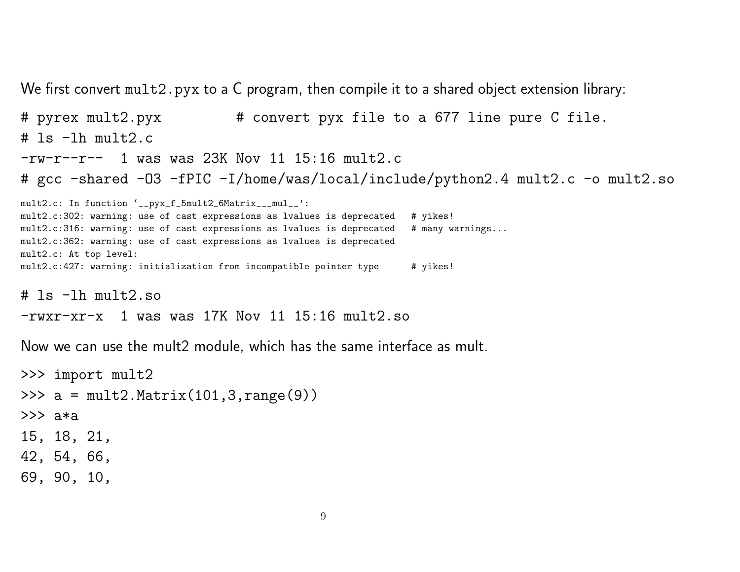We first convert `mult2.pyx` to a C program, then compile it to a shared object extension library:

```
# pyrex mult2.pyx          # convert pyx file to a 677 line pure C file.
# ls -lh mult2.c
-rw-r--r--  1 was was 23K Nov 11 15:16 mult2.c
# gcc -shared -O3 -fPIC -I/home/was/local/include/python2.4 mult2.c -o mult2.so
mult2.c: In function `__pyx_f_5mult2_6Matrix___mul__':
mult2.c:302: warning: use of cast expressions as lvalues is deprecated   # yikes!
mult2.c:316: warning: use of cast expressions as lvalues is deprecated   # many warnings...
mult2.c:362: warning: use of cast expressions as lvalues is deprecated
mult2.c: At top level:
mult2.c:427: warning: initialization from incompatible pointer type      # yikes!

# ls -lh mult2.so
-rwxr-xr-x  1 was was 17K Nov 11 15:16 mult2.so
```

Now we can use the mult2 module, which has the same interface as mult.

```
>>> import mult2
>>> a = mult2.Matrix(101,3,range(9))
>>> a*a
15, 18, 21,
42, 54, 66,
69, 90, 10,
```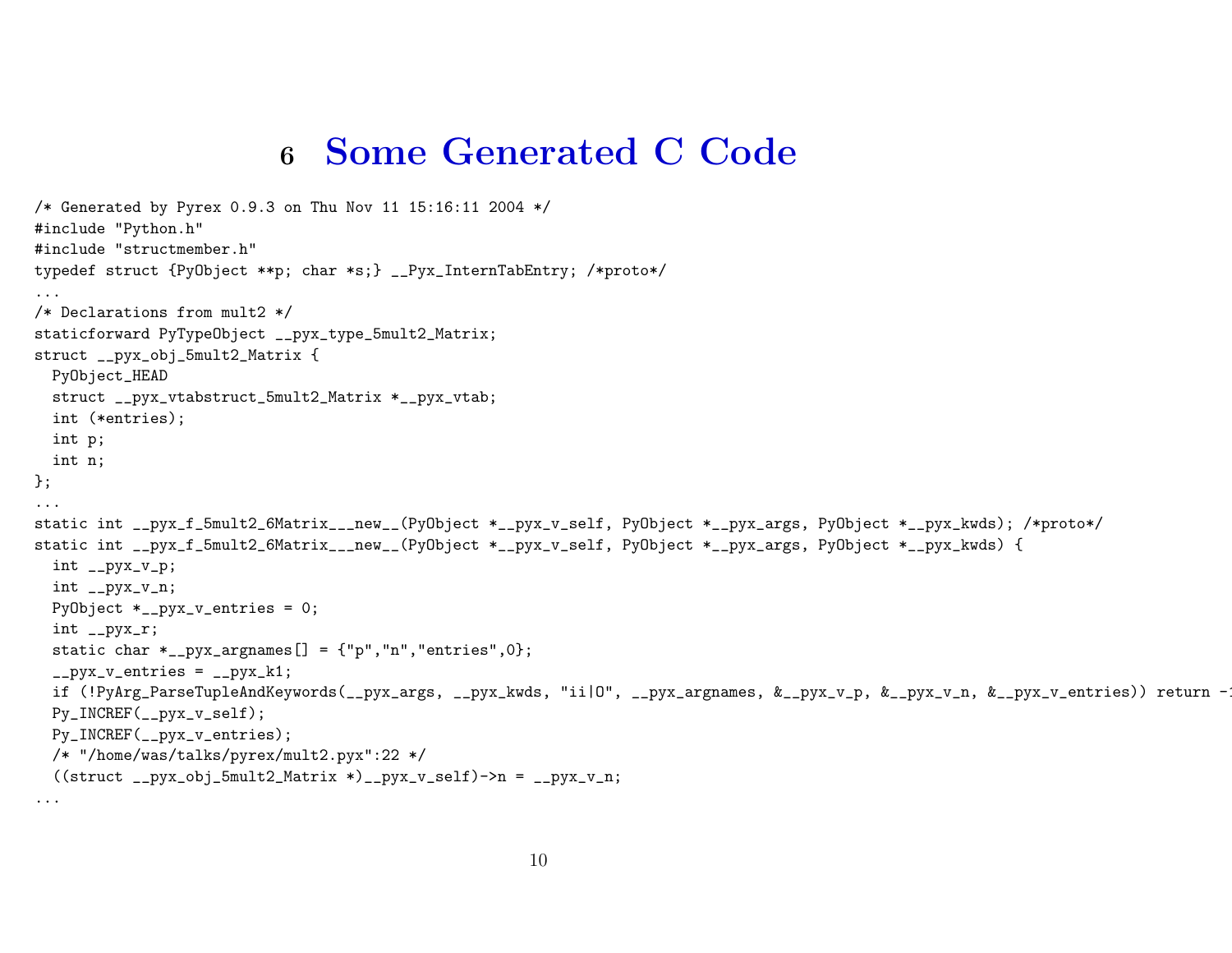# 6 Some Generated C Code

```
/* Generated by Pyrex 0.9.3 on Thu Nov 11 15:16:11 2004 */
#include "Python.h"
#include "structmember.h"
typedef struct {PyObject **p; char *s;} __Pyx_InternTabEntry; /*proto*/
...
/* Declarations from mult2 */
staticforward PyTypeObject __pyx_type_5mult2_Matrix;
struct __pyx_obj_5mult2_Matrix {
  PyObject_HEAD
  struct __pyx_vtabstruct_5mult2_Matrix *__pyx_vtab;
  int (*entries);
  int p;
  int n;
};
...
static int __pyx_f_5mult2_6Matrix___new__(PyObject *__pyx_v_self, PyObject *__pyx_args, PyObject *__pyx_kwds); /*proto*/
static int __pyx_f_5mult2_6Matrix___new__(PyObject *__pyx_v_self, PyObject *__pyx_args, PyObject *__pyx_kwds) {
  int __pyx_v_p;
  int __pyx_v_n;
  PyObject *__pyx_v_entries = 0;
  int __pyx_r;
  static char *__pyx_argnames[] = {"p","n","entries",0};
  __pyx_v_entries = __pyx_k1;
  if (!PyArg_ParseTupleAndKeywords(__pyx_args, __pyx_kwds, "ii|O", __pyx_argnames, &__pyx_v_p, &__pyx_v_n, &__pyx_v_entries)) return -1
  Py_INCREF(__pyx_v_self);
  Py_INCREF(__pyx_v_entries);
  /* "/home/was/talks/pyrex/mult2.pyx":22 */
  ((struct __pyx_obj_5mult2_Matrix *)__pyx_v_self)->n = __pyx_v_n;
...
```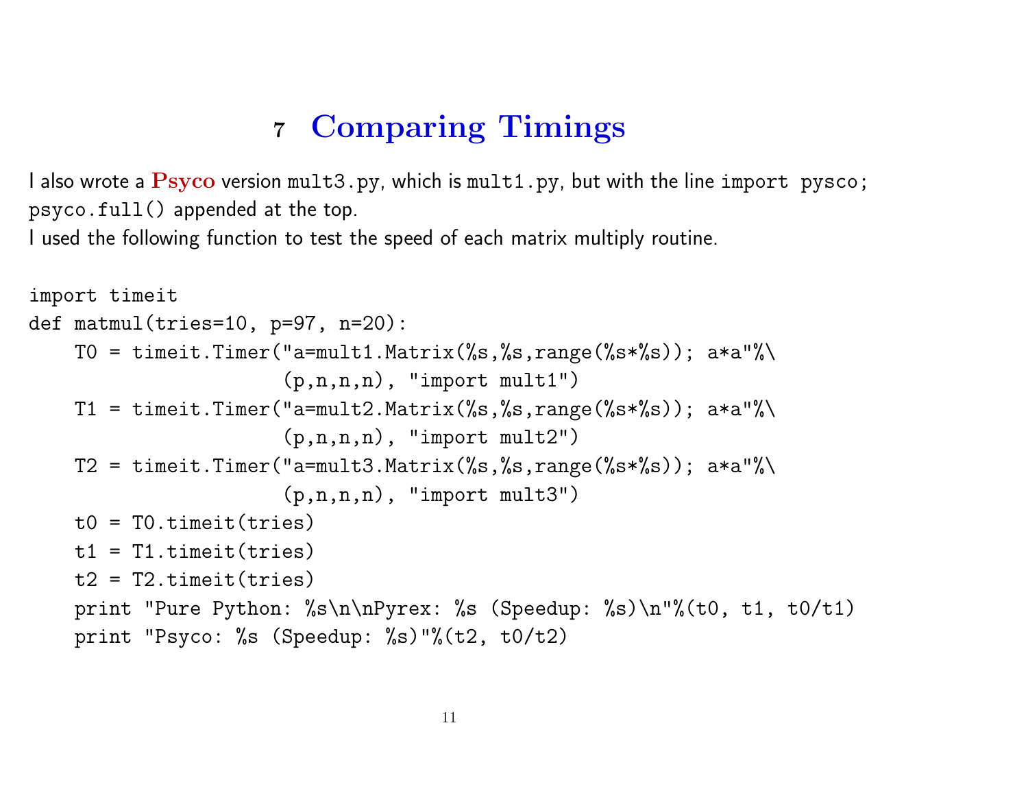## 7 Comparing Timings

I also wrote a **Psyco** version `mult3.py`, which is `mult1.py`, but with the line `import pysco; psyco.full()` appended at the top.
I used the following function to test the speed of each matrix multiply routine.

```
import timeit
def matmul(tries=10, p=97, n=20):
    T0 = timeit.Timer("a=mult1.Matrix(%s,%s,range(%s*%s)); a*a"%\
                     (p,n,n,n), "import mult1")
    T1 = timeit.Timer("a=mult2.Matrix(%s,%s,range(%s*%s)); a*a"%\
                     (p,n,n,n), "import mult2")
    T2 = timeit.Timer("a=mult3.Matrix(%s,%s,range(%s*%s)); a*a"%\
                     (p,n,n,n), "import mult3")
    t0 = T0.timeit(tries)
    t1 = T1.timeit(tries)
    t2 = T2.timeit(tries)
    print "Pure Python: %s\n\nPyrex: %s (Speedup: %s)\n"%(t0, t1, t0/t1)
    print "Psyco: %s (Speedup: %s)"%(t2, t0/t2)
```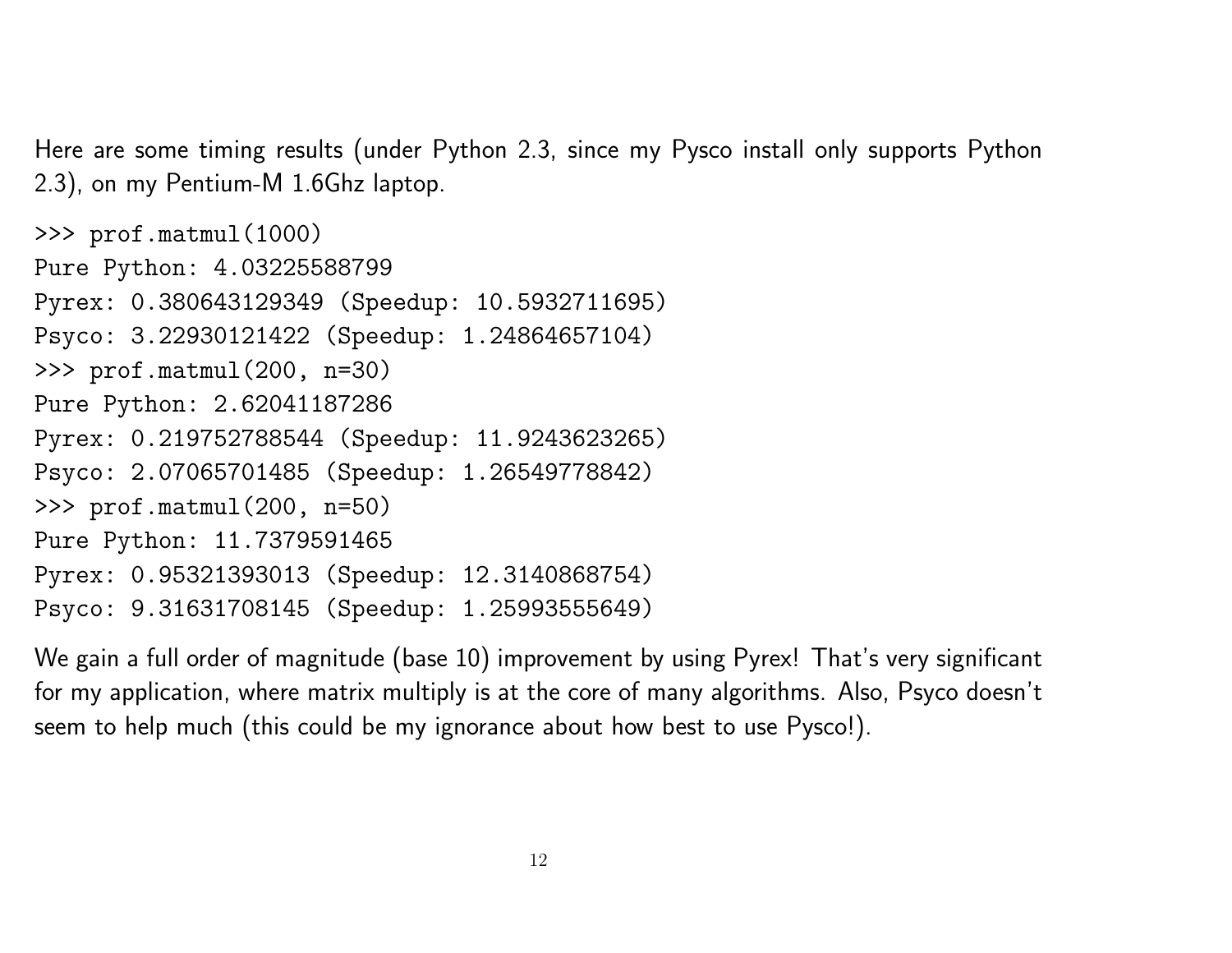Here are some timing results (under Python 2.3, since my Pysco install only supports Python 2.3), on my Pentium-M 1.6Ghz laptop.

```
>>> prof.matmul(1000)
Pure Python: 4.03225588799
Pyrex: 0.380643129349 (Speedup: 10.5932711695)
Psyco: 3.22930121422 (Speedup: 1.24864657104)
>>> prof.matmul(200, n=30)
Pure Python: 2.62041187286
Pyrex: 0.219752788544 (Speedup: 11.9243623265)
Psyco: 2.07065701485 (Speedup: 1.26549778842)
>>> prof.matmul(200, n=50)
Pure Python: 11.7379591465
Pyrex: 0.95321393013 (Speedup: 12.3140868754)
Psyco: 9.31631708145 (Speedup: 1.25993555649)
```

We gain a full order of magnitude (base 10) improvement by using Pyrex! That's very significant for my application, where matrix multiply is at the core of many algorithms. Also, Psyco doesn't seem to help much (this could be my ignorance about how best to use Pysco!).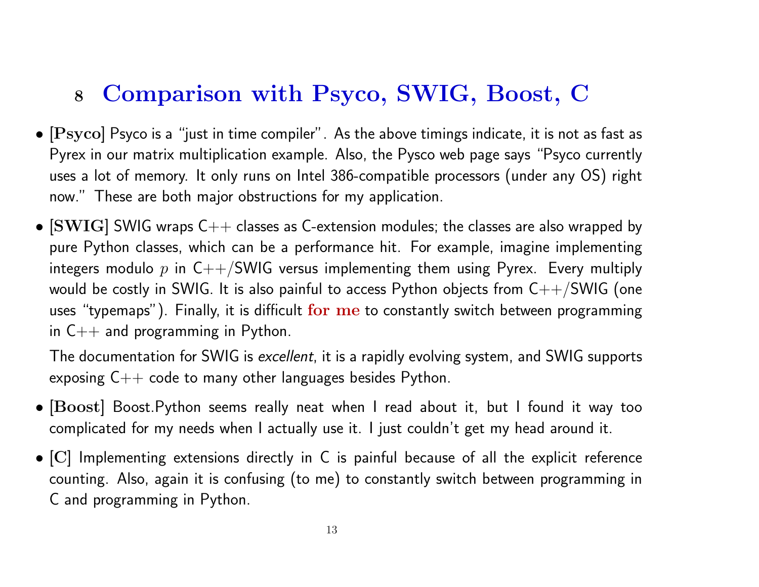## 8 Comparison with Psyco, SWIG, Boost, C

- **[Psyco]** Psyco is a "just in time compiler". As the above timings indicate, it is not as fast as Pyrex in our matrix multiplication example. Also, the Pysco web page says "Psyco currently uses a lot of memory. It only runs on Intel 386-compatible processors (under any OS) right now." These are both major obstructions for my application.

- **[SWIG]** SWIG wraps C++ classes as C-extension modules; the classes are also wrapped by pure Python classes, which can be a performance hit. For example, imagine implementing integers modulo $p$ in C++/SWIG versus implementing them using Pyrex. Every multiply would be costly in SWIG. It is also painful to access Python objects from C++/SWIG (one uses "typemaps"). Finally, it is difficult **for me** to constantly switch between programming in C++ and programming in Python.

  The documentation for SWIG is *excellent*, it is a rapidly evolving system, and SWIG supports exposing C++ code to many other languages besides Python.

- **[Boost]** Boost.Python seems really neat when I read about it, but I found it way too complicated for my needs when I actually use it. I just couldn't get my head around it.

- **[C]** Implementing extensions directly in C is painful because of all the explicit reference counting. Also, again it is confusing (to me) to constantly switch between programming in C and programming in Python.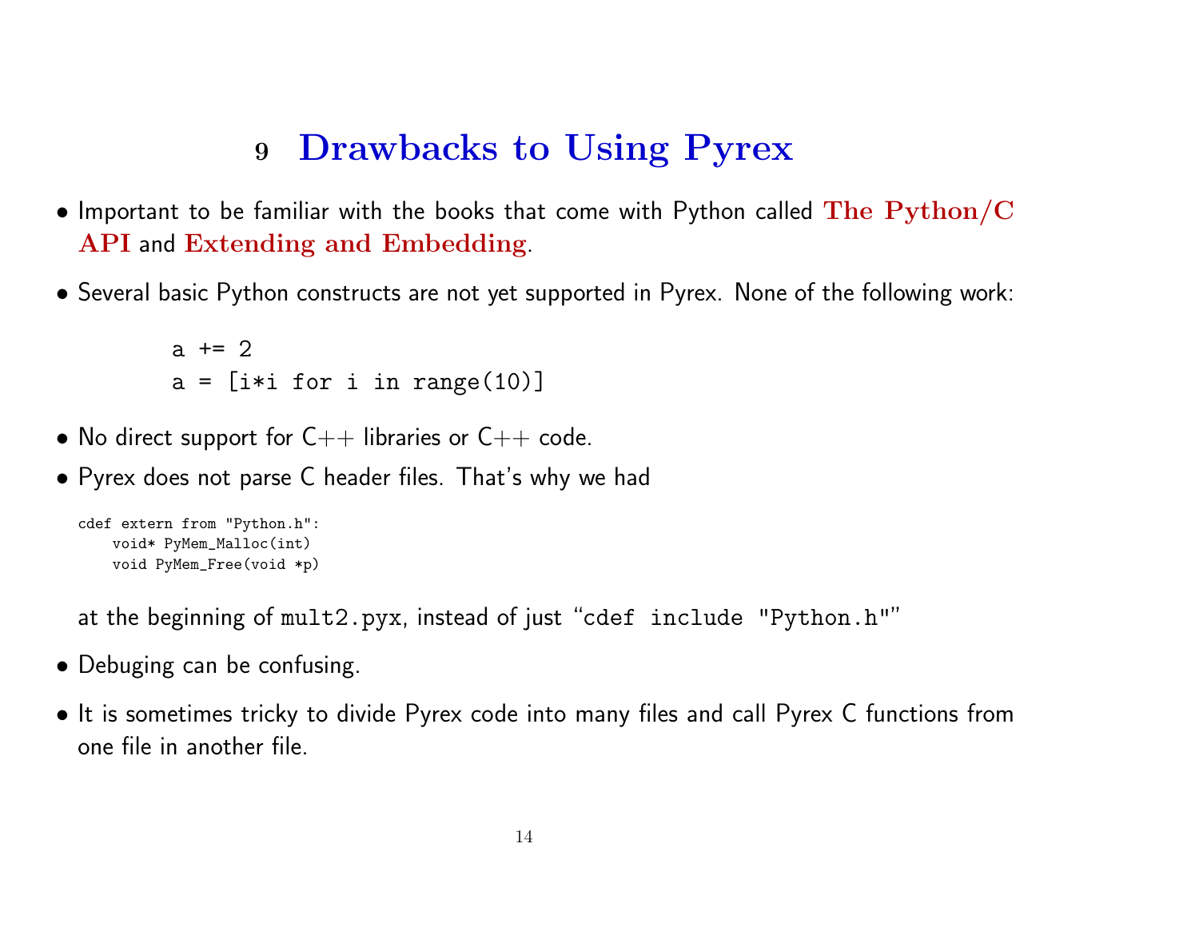## 9 Drawbacks to Using Pyrex

- Important to be familiar with the books that come with Python called **The Python/C API** and **Extending and Embedding**.
- Several basic Python constructs are not yet supported in Pyrex. None of the following work:

```
a += 2
a = [i*i for i in range(10)]
```

- No direct support for C++ libraries or C++ code.
- Pyrex does not parse C header files. That's why we had

```
cdef extern from "Python.h":
    void* PyMem_Malloc(int)
    void PyMem_Free(void *p)
```

  at the beginning of `mult2.pyx`, instead of just "`cdef include "Python.h"`"

- Debuging can be confusing.
- It is sometimes tricky to divide Pyrex code into many files and call Pyrex C functions from one file in another file.